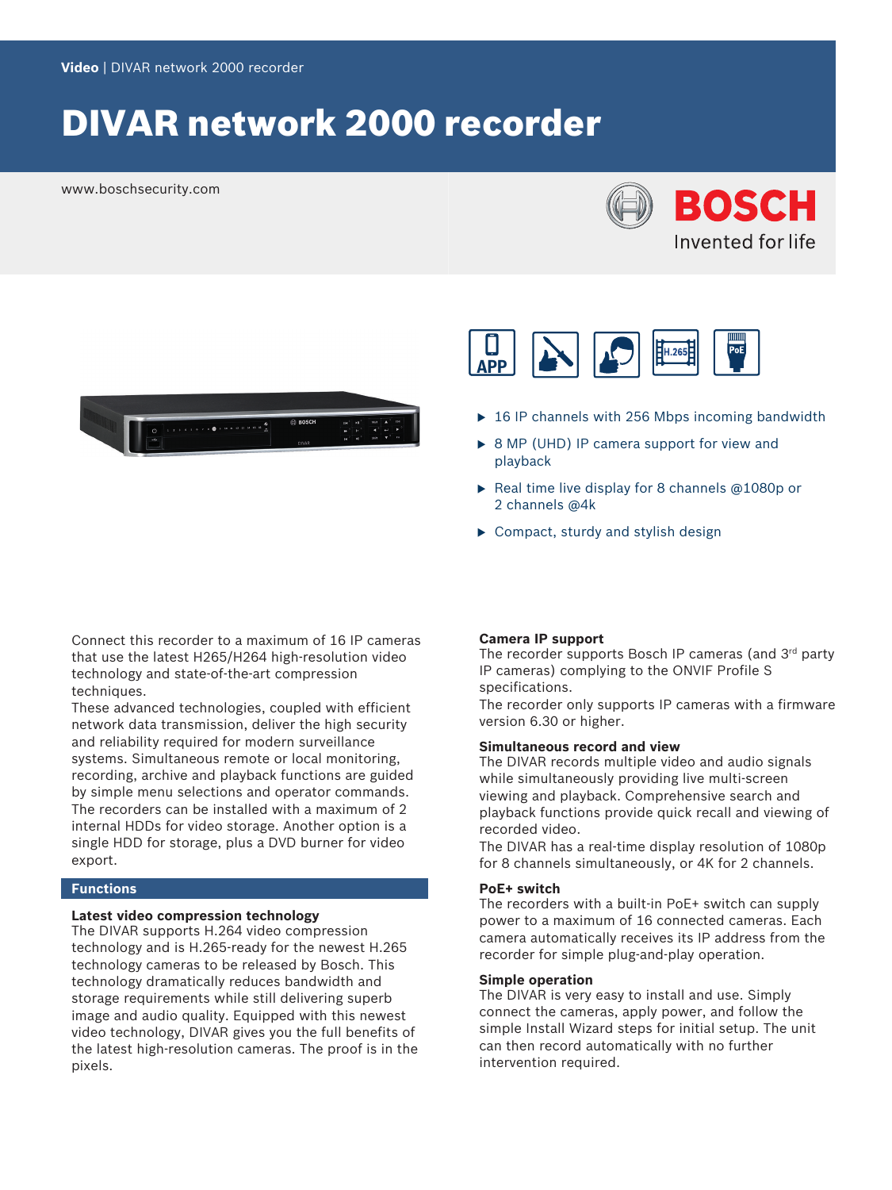Video | DIVAR network 2000 recorder

# DIVAR network 2000 recorder

www.boschsecurity.com

- 16 IP channels with 256 Mbps incoming bandwidth
- 8 MP (UHD) IP camera support for view and playback
- Real time live display for 8 channels @1080p or 2 channels @4k
- Compact, sturdy and stylish design

Connect this recorder to a maximum of 16 IP cameras that use the latest H265/H264 high-resolution video technology and state-of-the-art compression techniques.
These advanced technologies, coupled with efficient network data transmission, deliver the high security and reliability required for modern surveillance systems. Simultaneous remote or local monitoring, recording, archive and playback functions are guided by simple menu selections and operator commands. The recorders can be installed with a maximum of 2 internal HDDs for video storage. Another option is a single HDD for storage, plus a DVD burner for video export.

## Functions

### Latest video compression technology

The DIVAR supports H.264 video compression technology and is H.265-ready for the newest H.265 technology cameras to be released by Bosch. This technology dramatically reduces bandwidth and storage requirements while still delivering superb image and audio quality. Equipped with this newest video technology, DIVAR gives you the full benefits of the latest high-resolution cameras. The proof is in the pixels.

### Camera IP support

The recorder supports Bosch IP cameras (and 3rd party IP cameras) complying to the ONVIF Profile S specifications.
The recorder only supports IP cameras with a firmware version 6.30 or higher.

### Simultaneous record and view

The DIVAR records multiple video and audio signals while simultaneously providing live multi-screen viewing and playback. Comprehensive search and playback functions provide quick recall and viewing of recorded video.
The DIVAR has a real-time display resolution of 1080p for 8 channels simultaneously, or 4K for 2 channels.

### PoE+ switch

The recorders with a built-in PoE+ switch can supply power to a maximum of 16 connected cameras. Each camera automatically receives its IP address from the recorder for simple plug-and-play operation.

### Simple operation

The DIVAR is very easy to install and use. Simply connect the cameras, apply power, and follow the simple Install Wizard steps for initial setup. The unit can then record automatically with no further intervention required.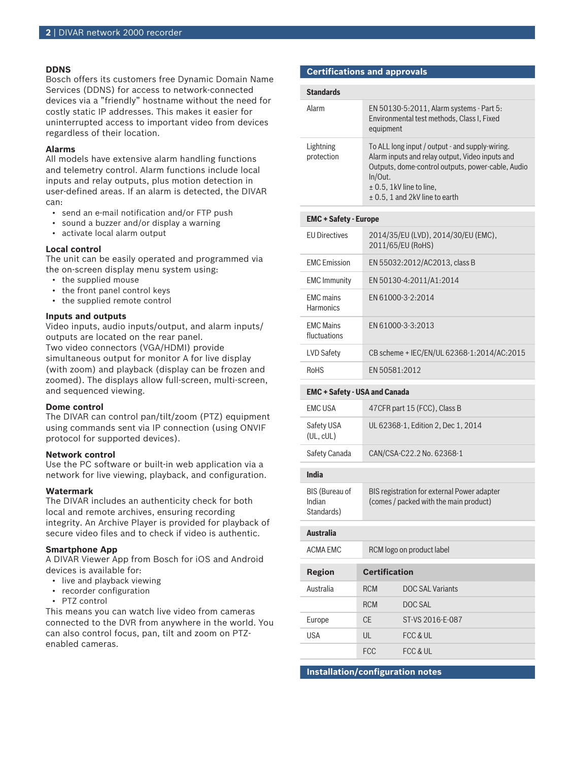### DDNS

Bosch offers its customers free Dynamic Domain Name Services (DDNS) for access to network-connected devices via a "friendly" hostname without the need for costly static IP addresses. This makes it easier for uninterrupted access to important video from devices regardless of their location.

### Alarms

All models have extensive alarm handling functions and telemetry control. Alarm functions include local inputs and relay outputs, plus motion detection in user-defined areas. If an alarm is detected, the DIVAR can:

- send an e-mail notification and/or FTP push
- sound a buzzer and/or display a warning
- activate local alarm output

### Local control

The unit can be easily operated and programmed via the on-screen display menu system using:

- the supplied mouse
- the front panel control keys
- the supplied remote control

### Inputs and outputs

Video inputs, audio inputs/output, and alarm inputs/outputs are located on the rear panel.
Two video connectors (VGA/HDMI) provide simultaneous output for monitor A for live display (with zoom) and playback (display can be frozen and zoomed). The displays allow full-screen, multi-screen, and sequenced viewing.

### Dome control

The DIVAR can control pan/tilt/zoom (PTZ) equipment using commands sent via IP connection (using ONVIF protocol for supported devices).

### Network control

Use the PC software or built-in web application via a network for live viewing, playback, and configuration.

### Watermark

The DIVAR includes an authenticity check for both local and remote archives, ensuring recording integrity. An Archive Player is provided for playback of secure video files and to check if video is authentic.

### Smartphone App

A DIVAR Viewer App from Bosch for iOS and Android devices is available for:

- live and playback viewing
- recorder configuration
- PTZ control

This means you can watch live video from cameras connected to the DVR from anywhere in the world. You can also control focus, pan, tilt and zoom on PTZ-enabled cameras.

## Certifications and approvals

| **Standards** | |
|---|---|
| Alarm | EN 50130-5:2011, Alarm systems - Part 5: Environmental test methods, Class I, Fixed equipment |
| Lightning protection | To ALL long input / output - and supply-wiring. Alarm inputs and relay output, Video inputs and Outputs, dome-control outputs, power-cable, Audio In/Out.<br>± 0.5, 1kV line to line,<br>± 0.5, 1 and 2kV line to earth |
| **EMC + Safety - Europe** | |
| EU Directives | 2014/35/EU (LVD), 2014/30/EU (EMC), 2011/65/EU (RoHS) |
| EMC Emission | EN 55032:2012/AC2013, class B |
| EMC Immunity | EN 50130-4:2011/A1:2014 |
| EMC mains Harmonics | EN 61000-3-2:2014 |
| EMC Mains fluctuations | EN 61000-3-3:2013 |
| LVD Safety | CB scheme + IEC/EN/UL 62368-1:2014/AC:2015 |
| RoHS | EN 50581:2012 |
| **EMC + Safety - USA and Canada** | |
| EMC USA | 47CFR part 15 (FCC), Class B |
| Safety USA (UL, cUL) | UL 62368-1, Edition 2, Dec 1, 2014 |
| Safety Canada | CAN/CSA-C22.2 No. 62368-1 |
| **India** | |
| BIS (Bureau of Indian Standards) | BIS registration for external Power adapter (comes / packed with the main product) |
| **Australia** | |
| ACMA EMC | RCM logo on product label |

| Region | Certification | |
|---|---|---|
| Australia | RCM | DOC SAL Variants |
| | RCM | DOC SAL |
| Europe | CE | ST-VS 2016-E-087 |
| USA | UL | FCC & UL |
| | FCC | FCC & UL |

## Installation/configuration notes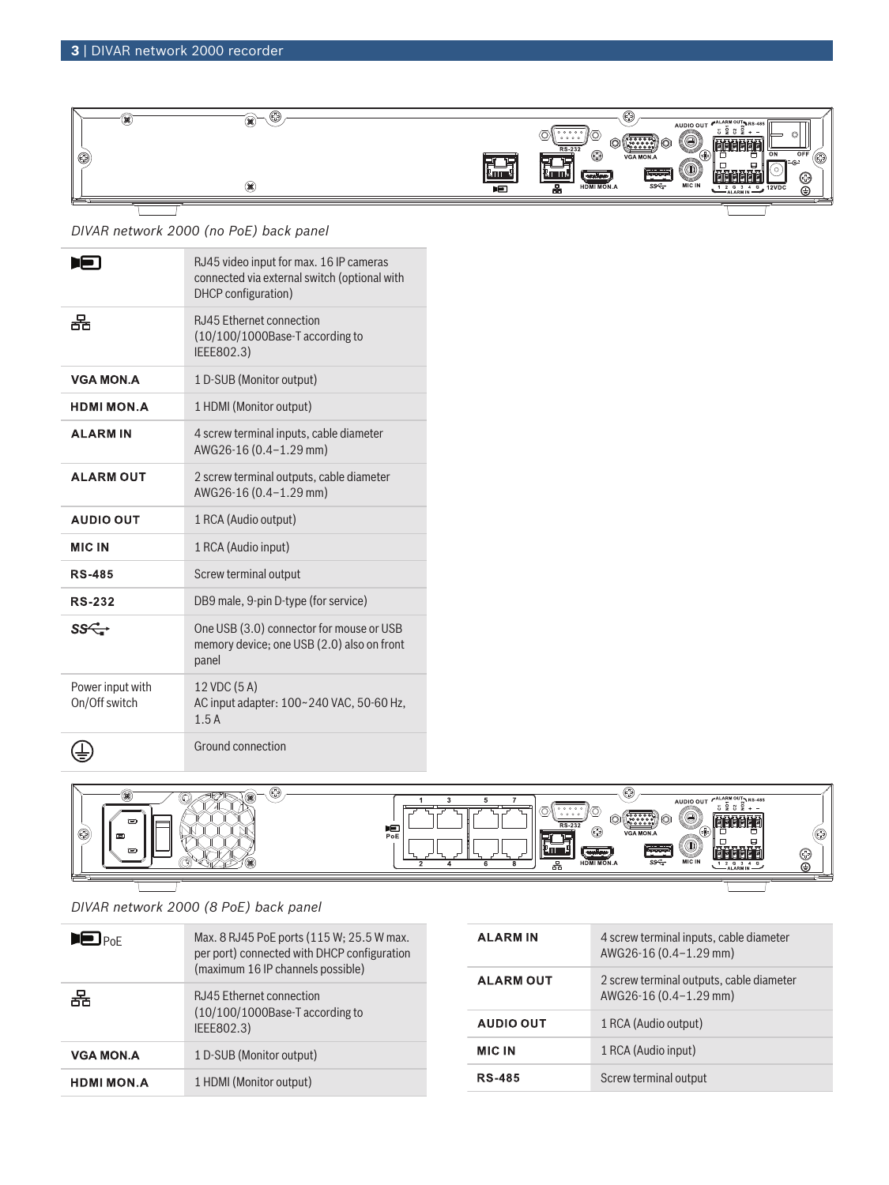*DIVAR network 2000 (no PoE) back panel*

| | |
|---|---|
| (video input icon) | RJ45 video input for max. 16 IP cameras connected via external switch (optional with DHCP configuration) |
| (network icon) | RJ45 Ethernet connection (10/100/1000Base-T according to IEEE802.3) |
| **VGA MON.A** | 1 D-SUB (Monitor output) |
| **HDMI MON.A** | 1 HDMI (Monitor output) |
| **ALARM IN** | 4 screw terminal inputs, cable diameter AWG26-16 (0.4–1.29 mm) |
| **ALARM OUT** | 2 screw terminal outputs, cable diameter AWG26-16 (0.4–1.29 mm) |
| **AUDIO OUT** | 1 RCA (Audio output) |
| **MIC IN** | 1 RCA (Audio input) |
| **RS-485** | Screw terminal output |
| **RS-232** | DB9 male, 9-pin D-type (for service) |
| SS (USB icon) | One USB (3.0) connector for mouse or USB memory device; one USB (2.0) also on front panel |
| Power input with On/Off switch | 12 VDC (5 A)<br>AC input adapter: 100~240 VAC, 50-60 Hz, 1.5 A |
| (ground icon) | Ground connection |

*DIVAR network 2000 (8 PoE) back panel*

| | |
|---|---|
| (video input icon) PoE | Max. 8 RJ45 PoE ports (115 W; 25.5 W max. per port) connected with DHCP configuration (maximum 16 IP channels possible) |
| (network icon) | RJ45 Ethernet connection (10/100/1000Base-T according to IEEE802.3) |
| **VGA MON.A** | 1 D-SUB (Monitor output) |
| **HDMI MON.A** | 1 HDMI (Monitor output) |
| **ALARM IN** | 4 screw terminal inputs, cable diameter AWG26-16 (0.4–1.29 mm) |
| **ALARM OUT** | 2 screw terminal outputs, cable diameter AWG26-16 (0.4–1.29 mm) |
| **AUDIO OUT** | 1 RCA (Audio output) |
| **MIC IN** | 1 RCA (Audio input) |
| **RS-485** | Screw terminal output |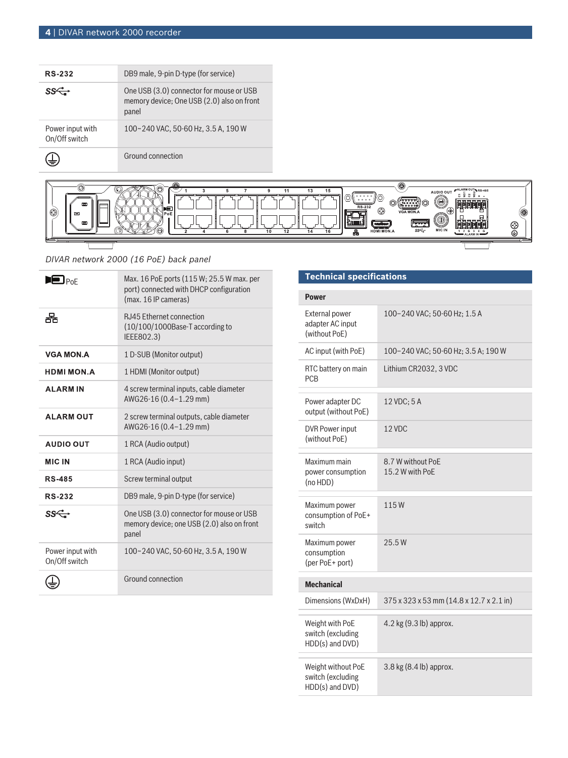| | |
|---|---|
| **RS-232** | DB9 male, 9-pin D-type (for service) |
| SS⇐ | One USB (3.0) connector for mouse or USB memory device; One USB (2.0) also on front panel |
| Power input with On/Off switch | 100~240 VAC, 50-60 Hz, 3.5 A, 190 W |
| ⏚ | Ground connection |

*DIVAR network 2000 (16 PoE) back panel*

| | |
|---|---|
| PoE | Max. 16 PoE ports (115 W; 25.5 W max. per port) connected with DHCP configuration (max. 16 IP cameras) |
| 品 | RJ45 Ethernet connection (10/100/1000Base-T according to IEEE802.3) |
| **VGA MON.A** | 1 D-SUB (Monitor output) |
| **HDMI MON.A** | 1 HDMI (Monitor output) |
| **ALARM IN** | 4 screw terminal inputs, cable diameter AWG26-16 (0.4–1.29 mm) |
| **ALARM OUT** | 2 screw terminal outputs, cable diameter AWG26-16 (0.4–1.29 mm) |
| **AUDIO OUT** | 1 RCA (Audio output) |
| **MIC IN** | 1 RCA (Audio input) |
| **RS-485** | Screw terminal output |
| **RS-232** | DB9 male, 9-pin D-type (for service) |
| SS⇐ | One USB (3.0) connector for mouse or USB memory device; one USB (2.0) also on front panel |
| Power input with On/Off switch | 100~240 VAC, 50-60 Hz, 3.5 A, 190 W |
| ⏚ | Ground connection |

## Technical specifications

| **Power** | |
|---|---|
| External power adapter AC input (without PoE) | 100–240 VAC; 50-60 Hz; 1.5 A |
| AC input (with PoE) | 100–240 VAC; 50-60 Hz; 3.5 A; 190 W |
| RTC battery on main PCB | Lithium CR2032, 3 VDC |
| Power adapter DC output (without PoE) | 12 VDC; 5 A |
| DVR Power input (without PoE) | 12 VDC |
| Maximum main power consumption (no HDD) | 8.7 W without PoE<br>15.2 W with PoE |
| Maximum power consumption of PoE+ switch | 115 W |
| Maximum power consumption (per PoE+ port) | 25.5 W |

| **Mechanical** | |
|---|---|
| Dimensions (WxDxH) | 375 x 323 x 53 mm (14.8 x 12.7 x 2.1 in) |
| Weight with PoE switch (excluding HDD(s) and DVD) | 4.2 kg (9.3 lb) approx. |
| Weight without PoE switch (excluding HDD(s) and DVD) | 3.8 kg (8.4 lb) approx. |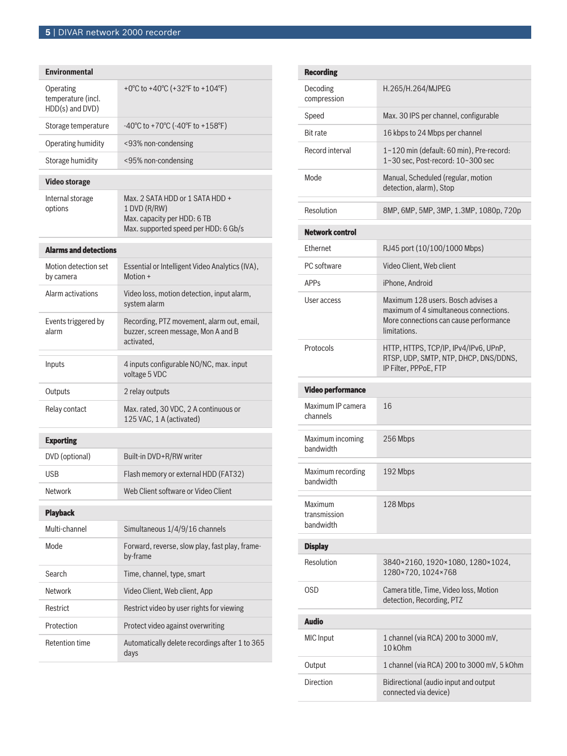| Environmental | |
|---|---|
| Operating temperature (incl. HDD(s) and DVD) | +0°C to +40°C (+32°F to +104°F) |
| Storage temperature | -40°C to +70°C (-40°F to +158°F) |
| Operating humidity | <93% non-condensing |
| Storage humidity | <95% non-condensing |

| Video storage | |
|---|---|
| Internal storage options | Max. 2 SATA HDD or 1 SATA HDD + 1 DVD (R/RW)<br>Max. capacity per HDD: 6 TB<br>Max. supported speed per HDD: 6 Gb/s |

| Alarms and detections | |
|---|---|
| Motion detection set by camera | Essential or Intelligent Video Analytics (IVA), Motion + |
| Alarm activations | Video loss, motion detection, input alarm, system alarm |
| Events triggered by alarm | Recording, PTZ movement, alarm out, email, buzzer, screen message, Mon A and B activated, |
| Inputs | 4 inputs configurable NO/NC, max. input voltage 5 VDC |
| Outputs | 2 relay outputs |
| Relay contact | Max. rated, 30 VDC, 2 A continuous or 125 VAC, 1 A (activated) |

| Exporting | |
|---|---|
| DVD (optional) | Built-in DVD+R/RW writer |
| USB | Flash memory or external HDD (FAT32) |
| Network | Web Client software or Video Client |

| Playback | |
|---|---|
| Multi-channel | Simultaneous 1/4/9/16 channels |
| Mode | Forward, reverse, slow play, fast play, frame-by-frame |
| Search | Time, channel, type, smart |
| Network | Video Client, Web client, App |
| Restrict | Restrict video by user rights for viewing |
| Protection | Protect video against overwriting |
| Retention time | Automatically delete recordings after 1 to 365 days |

| Recording | |
|---|---|
| Decoding compression | H.265/H.264/MJPEG |
| Speed | Max. 30 IPS per channel, configurable |
| Bit rate | 16 kbps to 24 Mbps per channel |
| Record interval | 1~120 min (default: 60 min), Pre-record: 1~30 sec, Post-record: 10~300 sec |
| Mode | Manual, Scheduled (regular, motion detection, alarm), Stop |
| Resolution | 8MP, 6MP, 5MP, 3MP, 1.3MP, 1080p, 720p |

| Network control | |
|---|---|
| Ethernet | RJ45 port (10/100/1000 Mbps) |
| PC software | Video Client, Web client |
| APPs | iPhone, Android |
| User access | Maximum 128 users. Bosch advises a maximum of 4 simultaneous connections. More connections can cause performance limitations. |
| Protocols | HTTP, HTTPS, TCP/IP, IPv4/IPv6, UPnP, RTSP, UDP, SMTP, NTP, DHCP, DNS/DDNS, IP Filter, PPPoE, FTP |

| Video performance | |
|---|---|
| Maximum IP camera channels | 16 |
| Maximum incoming bandwidth | 256 Mbps |
| Maximum recording bandwidth | 192 Mbps |
| Maximum transmission bandwidth | 128 Mbps |

| Display | |
|---|---|
| Resolution | 3840×2160, 1920×1080, 1280×1024, 1280×720, 1024×768 |
| OSD | Camera title, Time, Video loss, Motion detection, Recording, PTZ |

| Audio | |
|---|---|
| MIC Input | 1 channel (via RCA) 200 to 3000 mV, 10 kOhm |
| Output | 1 channel (via RCA) 200 to 3000 mV, 5 kOhm |
| Direction | Bidirectional (audio input and output connected via device) |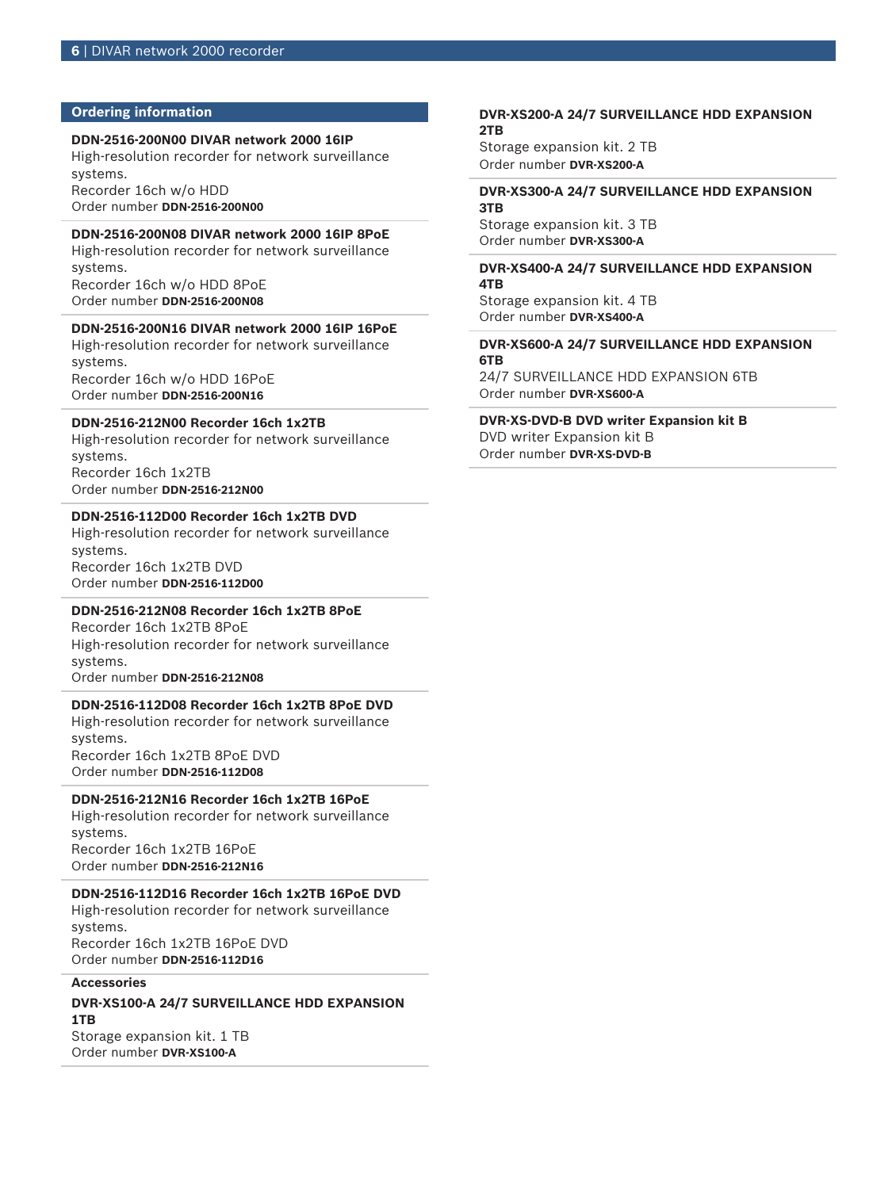## Ordering information

**DDN-2516-200N00 DIVAR network 2000 16IP**
High-resolution recorder for network surveillance systems.
Recorder 16ch w/o HDD
Order number **DDN-2516-200N00**

**DDN-2516-200N08 DIVAR network 2000 16IP 8PoE**
High-resolution recorder for network surveillance systems.
Recorder 16ch w/o HDD 8PoE
Order number **DDN-2516-200N08**

**DDN-2516-200N16 DIVAR network 2000 16IP 16PoE**
High-resolution recorder for network surveillance systems.
Recorder 16ch w/o HDD 16PoE
Order number **DDN-2516-200N16**

**DDN-2516-212N00 Recorder 16ch 1x2TB**
High-resolution recorder for network surveillance systems.
Recorder 16ch 1x2TB
Order number **DDN-2516-212N00**

**DDN-2516-112D00 Recorder 16ch 1x2TB DVD**
High-resolution recorder for network surveillance systems.
Recorder 16ch 1x2TB DVD
Order number **DDN-2516-112D00**

**DDN-2516-212N08 Recorder 16ch 1x2TB 8PoE**
Recorder 16ch 1x2TB 8PoE
High-resolution recorder for network surveillance systems.
Order number **DDN-2516-212N08**

**DDN-2516-112D08 Recorder 16ch 1x2TB 8PoE DVD**
High-resolution recorder for network surveillance systems.
Recorder 16ch 1x2TB 8PoE DVD
Order number **DDN-2516-112D08**

**DDN-2516-212N16 Recorder 16ch 1x2TB 16PoE**
High-resolution recorder for network surveillance systems.
Recorder 16ch 1x2TB 16PoE
Order number **DDN-2516-212N16**

**DDN-2516-112D16 Recorder 16ch 1x2TB 16PoE DVD**
High-resolution recorder for network surveillance systems.
Recorder 16ch 1x2TB 16PoE DVD
Order number **DDN-2516-112D16**

### Accessories

**DVR-XS100-A 24/7 SURVEILLANCE HDD EXPANSION 1TB**
Storage expansion kit. 1 TB
Order number **DVR-XS100-A**

**DVR-XS200-A 24/7 SURVEILLANCE HDD EXPANSION 2TB**
Storage expansion kit. 2 TB
Order number **DVR-XS200-A**

**DVR-XS300-A 24/7 SURVEILLANCE HDD EXPANSION 3TB**
Storage expansion kit. 3 TB
Order number **DVR-XS300-A**

**DVR-XS400-A 24/7 SURVEILLANCE HDD EXPANSION 4TB**
Storage expansion kit. 4 TB
Order number **DVR-XS400-A**

**DVR-XS600-A 24/7 SURVEILLANCE HDD EXPANSION 6TB**
24/7 SURVEILLANCE HDD EXPANSION 6TB
Order number **DVR-XS600-A**

**DVR-XS-DVD-B DVD writer Expansion kit B**
DVD writer Expansion kit B
Order number **DVR-XS-DVD-B**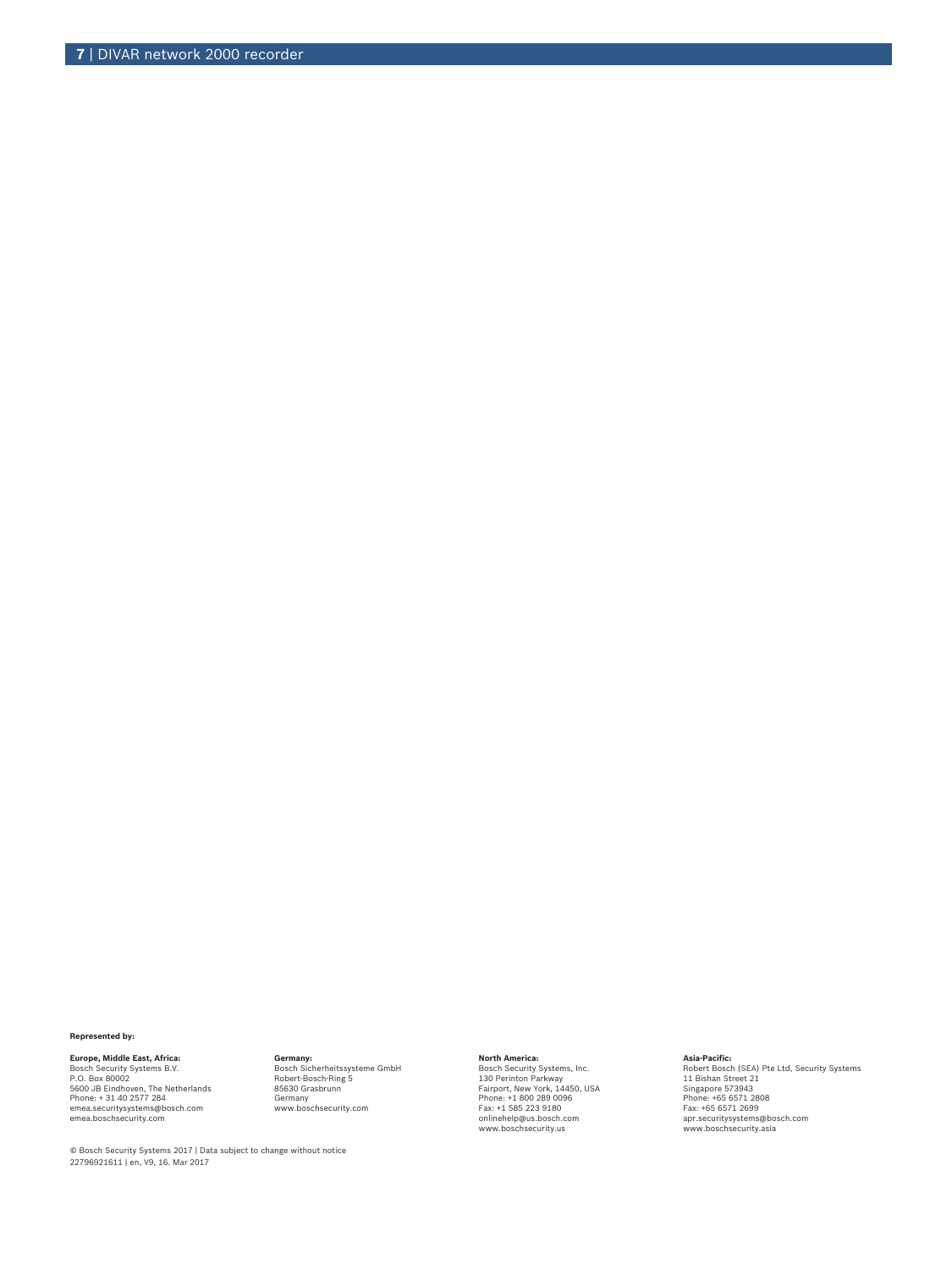**Represented by:**

**Europe, Middle East, Africa:**
Bosch Security Systems B.V.
P.O. Box 80002
5600 JB Eindhoven, The Netherlands
Phone: + 31 40 2577 284
emea.securitysystems@bosch.com
emea.boschsecurity.com

**Germany:**
Bosch Sicherheitssysteme GmbH
Robert-Bosch-Ring 5
85630 Grasbrunn
Germany
www.boschsecurity.com

**North America:**
Bosch Security Systems, Inc.
130 Perinton Parkway
Fairport, New York, 14450, USA
Phone: +1 800 289 0096
Fax: +1 585 223 9180
onlinehelp@us.bosch.com
www.boschsecurity.us

**Asia-Pacific:**
Robert Bosch (SEA) Pte Ltd, Security Systems
11 Bishan Street 21
Singapore 573943
Phone: +65 6571 2808
Fax: +65 6571 2699
apr.securitysystems@bosch.com
www.boschsecurity.asia

© Bosch Security Systems 2017 | Data subject to change without notice
22796921611 | en, V9, 16. Mar 2017